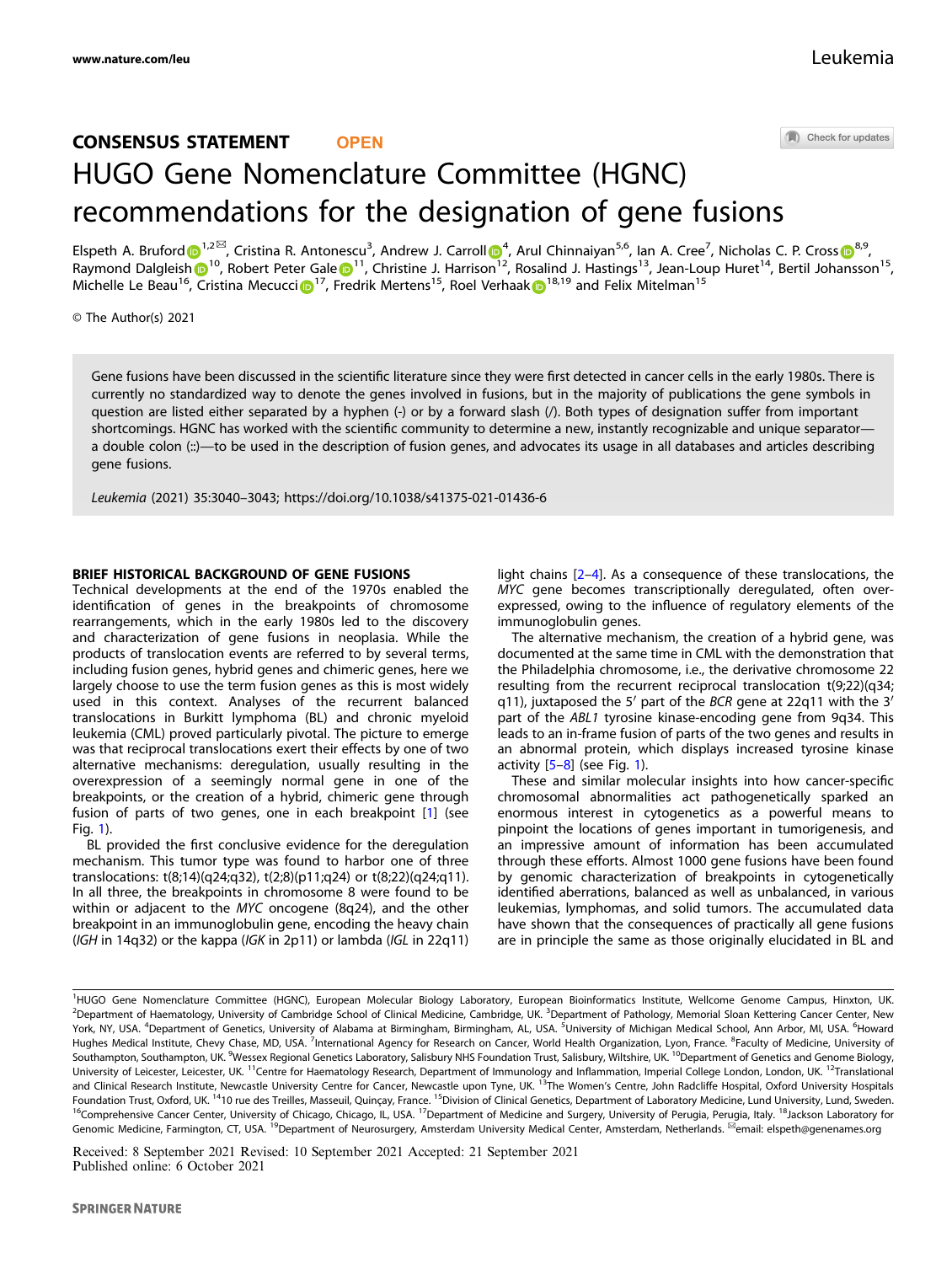CONSENSUS STATEMENT OPEN

# HUGO Gene Nomenclature Committee (HGNC) recommendations for the designation of gene fusions

Elspeth A. Bruford[1,2]✉, Cristina R. Antonescu[3], Andrew J. Carroll[4], Arul Chinnaiyan[5,6], Ian A. Cree[7], Nicholas C. P. Cross[8,9], Raymond Dalgleish[10], Robert Peter Gale[11], Christine J. Harrison[12], Rosalind J. Hastings[13], Jean-Loup Huret[14], Bertil Johansson[15], Michelle Le Beau[16], Cristina Mecucci[17], Fredrik Mertens[15], Roel Verhaak[18,19] and Felix Mitelman[15]

© The Author(s) 2021

Gene fusions have been discussed in the scientific literature since they were first detected in cancer cells in the early 1980s. There is currently no standardized way to denote the genes involved in fusions, but in the majority of publications the gene symbols in question are listed either separated by a hyphen (-) or by a forward slash (/). Both types of designation suffer from important shortcomings. HGNC has worked with the scientific community to determine a new, instantly recognizable and unique separator—a double colon (::)—to be used in the description of fusion genes, and advocates its usage in all databases and articles describing gene fusions.

*Leukemia* (2021) 35:3040–3043; https://doi.org/10.1038/s41375-021-01436-6

## BRIEF HISTORICAL BACKGROUND OF GENE FUSIONS

Technical developments at the end of the 1970s enabled the identification of genes in the breakpoints of chromosome rearrangements, which in the early 1980s led to the discovery and characterization of gene fusions in neoplasia. While the products of translocation events are referred to by several terms, including fusion genes, hybrid genes and chimeric genes, here we largely choose to use the term fusion genes as this is most widely used in this context. Analyses of the recurrent balanced translocations in Burkitt lymphoma (BL) and chronic myeloid leukemia (CML) proved particularly pivotal. The picture to emerge was that reciprocal translocations exert their effects by one of two alternative mechanisms: deregulation, usually resulting in the overexpression of a seemingly normal gene in one of the breakpoints, or the creation of a hybrid, chimeric gene through fusion of parts of two genes, one in each breakpoint [1] (see Fig. 1).

BL provided the first conclusive evidence for the deregulation mechanism. This tumor type was found to harbor one of three translocations: t(8;14)(q24;q32), t(2;8)(p11;q24) or t(8;22)(q24;q11). In all three, the breakpoints in chromosome 8 were found to be within or adjacent to the *MYC* oncogene (8q24), and the other breakpoint in an immunoglobulin gene, encoding the heavy chain (*IGH* in 14q32) or the kappa (*IGK* in 2p11) or lambda (*IGL* in 22q11) light chains [2–4]. As a consequence of these translocations, the *MYC* gene becomes transcriptionally deregulated, often overexpressed, owing to the influence of regulatory elements of the immunoglobulin genes.

The alternative mechanism, the creation of a hybrid gene, was documented at the same time in CML with the demonstration that the Philadelphia chromosome, i.e., the derivative chromosome 22 resulting from the recurrent reciprocal translocation t(9;22)(q34;q11), juxtaposed the 5′ part of the *BCR* gene at 22q11 with the 3′ part of the *ABL1* tyrosine kinase-encoding gene from 9q34. This leads to an in-frame fusion of parts of the two genes and results in an abnormal protein, which displays increased tyrosine kinase activity [5–8] (see Fig. 1).

These and similar molecular insights into how cancer-specific chromosomal abnormalities act pathogenetically sparked an enormous interest in cytogenetics as a powerful means to pinpoint the locations of genes important in tumorigenesis, and an impressive amount of information has been accumulated through these efforts. Almost 1000 gene fusions have been found by genomic characterization of breakpoints in cytogenetically identified aberrations, balanced as well as unbalanced, in various leukemias, lymphomas, and solid tumors. The accumulated data have shown that the consequences of practically all gene fusions are in principle the same as those originally elucidated in BL and

---

[1]HUGO Gene Nomenclature Committee (HGNC), European Molecular Biology Laboratory, European Bioinformatics Institute, Wellcome Genome Campus, Hinxton, UK. [2]Department of Haematology, University of Cambridge School of Clinical Medicine, Cambridge, UK. [3]Department of Pathology, Memorial Sloan Kettering Cancer Center, New York, NY, USA. [4]Department of Genetics, University of Alabama at Birmingham, Birmingham, AL, USA. [5]University of Michigan Medical School, Ann Arbor, MI, USA. [6]Howard Hughes Medical Institute, Chevy Chase, MD, USA. [7]International Agency for Research on Cancer, World Health Organization, Lyon, France. [8]Faculty of Medicine, University of Southampton, Southampton, UK. [9]Wessex Regional Genetics Laboratory, Salisbury NHS Foundation Trust, Salisbury, Wiltshire, UK. [10]Department of Genetics and Genome Biology, University of Leicester, Leicester, UK. [11]Centre for Haematology Research, Department of Immunology and Inflammation, Imperial College London, London, UK. [12]Translational and Clinical Research Institute, Newcastle University Centre for Cancer, Newcastle upon Tyne, UK. [13]The Women's Centre, John Radcliffe Hospital, Oxford University Hospitals Foundation Trust, Oxford, UK. [14]10 rue des Treilles, Masseuil, Quinçay, France. [15]Division of Clinical Genetics, Department of Laboratory Medicine, Lund University, Lund, Sweden. [16]Comprehensive Cancer Center, University of Chicago, Chicago, IL, USA. [17]Department of Medicine and Surgery, University of Perugia, Perugia, Italy. [18]Jackson Laboratory for Genomic Medicine, Farmington, CT, USA. [19]Department of Neurosurgery, Amsterdam University Medical Center, Amsterdam, Netherlands. ✉email: elspeth@genenames.org

Received: 8 September 2021 Revised: 10 September 2021 Accepted: 21 September 2021
Published online: 6 October 2021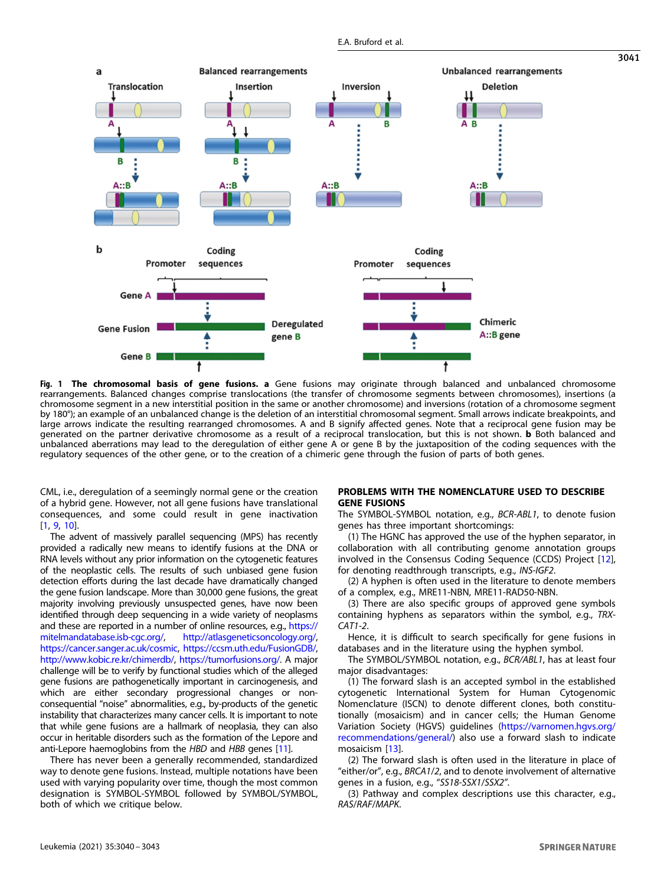**Fig. 1 The chromosomal basis of gene fusions. a** Gene fusions may originate through balanced and unbalanced chromosome rearrangements. Balanced changes comprise translocations (the transfer of chromosome segments between chromosomes), insertions (a chromosome segment in a new interstitial position in the same or another chromosome) and inversions (rotation of a chromosome segment by 180°); an example of an unbalanced change is the deletion of an interstitial chromosomal segment. Small arrows indicate breakpoints, and large arrows indicate the resulting rearranged chromosomes. A and B signify affected genes. Note that a reciprocal gene fusion may be generated on the partner derivative chromosome as a result of a reciprocal translocation, but this is not shown. **b** Both balanced and unbalanced aberrations may lead to the deregulation of either gene A or gene B by the juxtaposition of the coding sequences with the regulatory sequences of the other gene, or to the creation of a chimeric gene through the fusion of parts of both genes.

CML, i.e., deregulation of a seemingly normal gene or the creation of a hybrid gene. However, not all gene fusions have translational consequences, and some could result in gene inactivation [1, 9, 10].

The advent of massively parallel sequencing (MPS) has recently provided a radically new means to identify fusions at the DNA or RNA levels without any prior information on the cytogenetic features of the neoplastic cells. The results of such unbiased gene fusion detection efforts during the last decade have dramatically changed the gene fusion landscape. More than 30,000 gene fusions, the great majority involving previously unsuspected genes, have now been identified through deep sequencing in a wide variety of neoplasms and these are reported in a number of online resources, e.g., https://mitelmandatabase.isb-cgc.org/, http://atlasgeneticsoncology.org/, https://cancer.sanger.ac.uk/cosmic, https://ccsm.uth.edu/FusionGDB/, http://www.kobic.re.kr/chimerdb/, https://tumorfusions.org/. A major challenge will be to verify by functional studies which of the alleged gene fusions are pathogenetically important in carcinogenesis, and which are either secondary progressional changes or non-consequential "noise" abnormalities, e.g., by-products of the genetic instability that characterizes many cancer cells. It is important to note that while gene fusions are a hallmark of neoplasia, they can also occur in heritable disorders such as the formation of the Lepore and anti-Lepore haemoglobins from the *HBD* and *HBB* genes [11].

There has never been a generally recommended, standardized way to denote gene fusions. Instead, multiple notations have been used with varying popularity over time, though the most common designation is SYMBOL-SYMBOL followed by SYMBOL/SYMBOL, both of which we critique below.

## PROBLEMS WITH THE NOMENCLATURE USED TO DESCRIBE GENE FUSIONS

The SYMBOL-SYMBOL notation, e.g., *BCR-ABL1*, to denote fusion genes has three important shortcomings:

(1) The HGNC has approved the use of the hyphen separator, in collaboration with all contributing genome annotation groups involved in the Consensus Coding Sequence (CCDS) Project [12], for denoting readthrough transcripts, e.g., *INS-IGF2*.

(2) A hyphen is often used in the literature to denote members of a complex, e.g., MRE11-NBN, MRE11-RAD50-NBN.

(3) There are also specific groups of approved gene symbols containing hyphens as separators within the symbol, e.g., *TRX-CAT1-2*.

Hence, it is difficult to search specifically for gene fusions in databases and in the literature using the hyphen symbol.

The SYMBOL/SYMBOL notation, e.g., *BCR/ABL1*, has at least four major disadvantages:

(1) The forward slash is an accepted symbol in the established cytogenetic International System for Human Cytogenomic Nomenclature (ISCN) to denote different clones, both constitutionally (mosaicism) and in cancer cells; the Human Genome Variation Society (HGVS) guidelines (https://varnomen.hgvs.org/recommendations/general/) also use a forward slash to indicate mosaicism [13].

(2) The forward slash is often used in the literature in place of "either/or", e.g., *BRCA1/2*, and to denote involvement of alternative genes in a fusion, e.g., "*SS18-SSX1/SSX2*".

(3) Pathway and complex descriptions use this character, e.g., *RAS/RAF/MAPK*.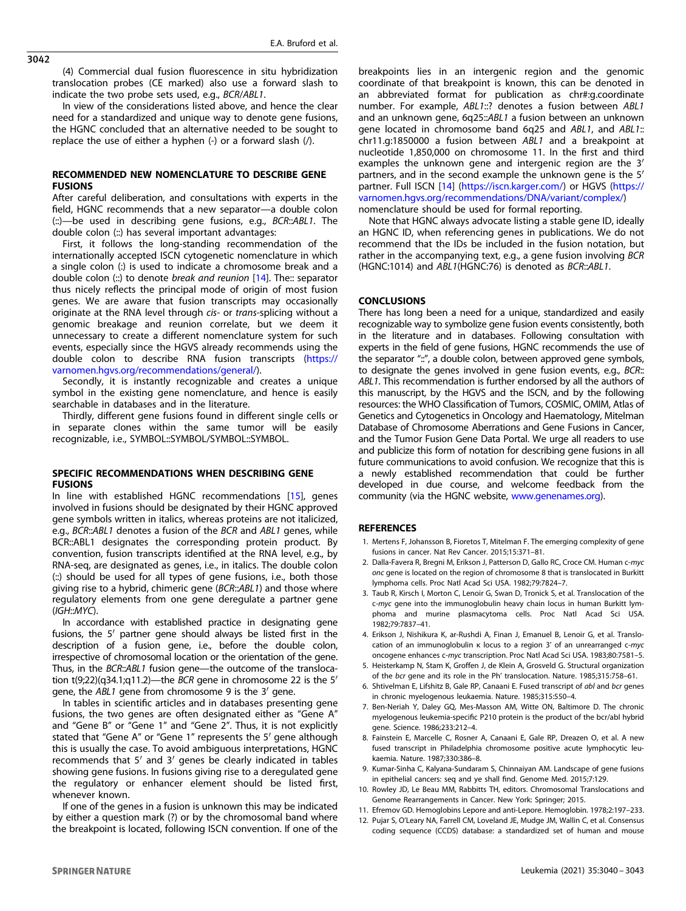(4) Commercial dual fusion fluorescence in situ hybridization translocation probes (CE marked) also use a forward slash to indicate the two probe sets used, e.g., *BCR/ABL1*.

In view of the considerations listed above, and hence the clear need for a standardized and unique way to denote gene fusions, the HGNC concluded that an alternative needed to be sought to replace the use of either a hyphen (-) or a forward slash (/).

## RECOMMENDED NEW NOMENCLATURE TO DESCRIBE GENE FUSIONS

After careful deliberation, and consultations with experts in the field, HGNC recommends that a new separator—a double colon (::)—be used in describing gene fusions, e.g., *BCR::ABL1*. The double colon (::) has several important advantages:

First, it follows the long-standing recommendation of the internationally accepted ISCN cytogenetic nomenclature in which a single colon (:) is used to indicate a chromosome break and a double colon (::) to denote *break and reunion* [14]. The:: separator thus nicely reflects the principal mode of origin of most fusion genes. We are aware that fusion transcripts may occasionally originate at the RNA level through *cis*- or *trans*-splicing without a genomic breakage and reunion correlate, but we deem it unnecessary to create a different nomenclature system for such events, especially since the HGVS already recommends using the double colon to describe RNA fusion transcripts (https://varnomen.hgvs.org/recommendations/general/).

Secondly, it is instantly recognizable and creates a unique symbol in the existing gene nomenclature, and hence is easily searchable in databases and in the literature.

Thirdly, different gene fusions found in different single cells or in separate clones within the same tumor will be easily recognizable, i.e., SYMBOL::SYMBOL/SYMBOL::SYMBOL.

## SPECIFIC RECOMMENDATIONS WHEN DESCRIBING GENE FUSIONS

In line with established HGNC recommendations [15], genes involved in fusions should be designated by their HGNC approved gene symbols written in italics, whereas proteins are not italicized, e.g., *BCR::ABL1* denotes a fusion of the *BCR* and *ABL1* genes, while BCR::ABL1 designates the corresponding protein product. By convention, fusion transcripts identified at the RNA level, e.g., by RNA-seq, are designated as genes, i.e., in italics. The double colon (::) should be used for all types of gene fusions, i.e., both those giving rise to a hybrid, chimeric gene (*BCR::ABL1*) and those where regulatory elements from one gene deregulate a partner gene (*IGH::MYC*).

In accordance with established practice in designating gene fusions, the 5′ partner gene should always be listed first in the description of a fusion gene, i.e., before the double colon, irrespective of chromosomal location or the orientation of the gene. Thus, in the *BCR::ABL1* fusion gene—the outcome of the translocation t(9;22)(q34.1;q11.2)—the *BCR* gene in chromosome 22 is the 5′ gene, the *ABL1* gene from chromosome 9 is the 3′ gene.

In tables in scientific articles and in databases presenting gene fusions, the two genes are often designated either as "Gene A" and "Gene B" or "Gene 1" and "Gene 2". Thus, it is not explicitly stated that "Gene A" or "Gene 1" represents the 5′ gene although this is usually the case. To avoid ambiguous interpretations, HGNC recommends that 5′ and 3′ genes be clearly indicated in tables showing gene fusions. In fusions giving rise to a deregulated gene the regulatory or enhancer element should be listed first, whenever known.

If one of the genes in a fusion is unknown this may be indicated by either a question mark (?) or by the chromosomal band where the breakpoint is located, following ISCN convention. If one of the breakpoints lies in an intergenic region and the genomic coordinate of that breakpoint is known, this can be denoted in an abbreviated format for publication as chr#:g.coordinate number. For example, *ABL1*::? denotes a fusion between *ABL1* and an unknown gene, 6q25::*ABL1* a fusion between an unknown gene located in chromosome band 6q25 and *ABL1*, and *ABL1*::chr11.g:1850000 a fusion between *ABL1* and a breakpoint at nucleotide 1,850,000 on chromosome 11. In the first and third examples the unknown gene and intergenic region are the 3′ partners, and in the second example the unknown gene is the 5′ partner. Full ISCN [14] (https://iscn.karger.com/) or HGVS (https://varnomen.hgvs.org/recommendations/DNA/variant/complex/) nomenclature should be used for formal reporting.

Note that HGNC always advocate listing a stable gene ID, ideally an HGNC ID, when referencing genes in publications. We do not recommend that the IDs be included in the fusion notation, but rather in the accompanying text, e.g., a gene fusion involving *BCR* (HGNC:1014) and *ABL1*(HGNC:76) is denoted as *BCR::ABL1*.

## CONCLUSIONS

There has long been a need for a unique, standardized and easily recognizable way to symbolize gene fusion events consistently, both in the literature and in databases. Following consultation with experts in the field of gene fusions, HGNC recommends the use of the separator "::", a double colon, between approved gene symbols, to designate the genes involved in gene fusion events, e.g., *BCR::ABL1*. This recommendation is further endorsed by all the authors of this manuscript, by the HGVS and the ISCN, and by the following resources: the WHO Classification of Tumors, COSMIC, OMIM, Atlas of Genetics and Cytogenetics in Oncology and Haematology, Mitelman Database of Chromosome Aberrations and Gene Fusions in Cancer, and the Tumor Fusion Gene Data Portal. We urge all readers to use and publicize this form of notation for describing gene fusions in all future communications to avoid confusion. We recognize that this is a newly established recommendation that could be further developed in due course, and welcome feedback from the community (via the HGNC website, www.genenames.org).

## REFERENCES

1. Mertens F, Johansson B, Fioretos T, Mitelman F. The emerging complexity of gene fusions in cancer. Nat Rev Cancer. 2015;15:371–81.
2. Dalla-Favera R, Bregni M, Erikson J, Patterson D, Gallo RC, Croce CM. Human c-*myc* *onc* gene is located on the region of chromosome 8 that is translocated in Burkitt lymphoma cells. Proc Natl Acad Sci USA. 1982;79:7824–7.
3. Taub R, Kirsch I, Morton C, Lenoir G, Swan D, Tronick S, et al. Translocation of the c-*myc* gene into the immunoglobulin heavy chain locus in human Burkitt lymphoma and murine plasmacytoma cells. Proc Natl Acad Sci USA. 1982;79:7837–41.
4. Erikson J, Nishikura K, ar-Rushdi A, Finan J, Emanuel B, Lenoir G, et al. Translocation of an immunoglobulin κ locus to a region 3′ of an unrearranged c-*myc* oncogene enhances c-*myc* transcription. Proc Natl Acad Sci USA. 1983;80:7581–5.
5. Heisterkamp N, Stam K, Groffen J, de Klein A, Grosveld G. Structural organization of the *bcr* gene and its role in the Ph′ translocation. Nature. 1985;315:758–61.
6. Shtivelman E, Lifshitz B, Gale RP, Canaani E. Fused transcript of *abl* and *bcr* genes in chronic myelogenous leukaemia. Nature. 1985;315:550–4.
7. Ben-Neriah Y, Daley GQ, Mes-Masson AM, Witte ON, Baltimore D. The chronic myelogenous leukemia-specific P210 protein is the product of the bcr/abl hybrid gene. Science. 1986;233:212–4.
8. Fainstein E, Marcelle C, Rosner A, Canaani E, Gale RP, Dreazen O, et al. A new fused transcript in Philadelphia chromosome positive acute lymphocytic leukaemia. Nature. 1987;330:386–8.
9. Kumar-Sinha C, Kalyana-Sundaram S, Chinnaiyan AM. Landscape of gene fusions in epithelial cancers: seq and ye shall find. Genome Med. 2015;7:129.
10. Rowley JD, Le Beau MM, Rabbitts TH, editors. Chromosomal Translocations and Genome Rearrangements in Cancer. New York: Springer; 2015.
11. Efremov GD. Hemoglobins Lepore and anti-Lepore. Hemoglobin. 1978;2:197–233.
12. Pujar S, O'Leary NA, Farrell CM, Loveland JE, Mudge JM, Wallin C, et al. Consensus coding sequence (CCDS) database: a standardized set of human and mouse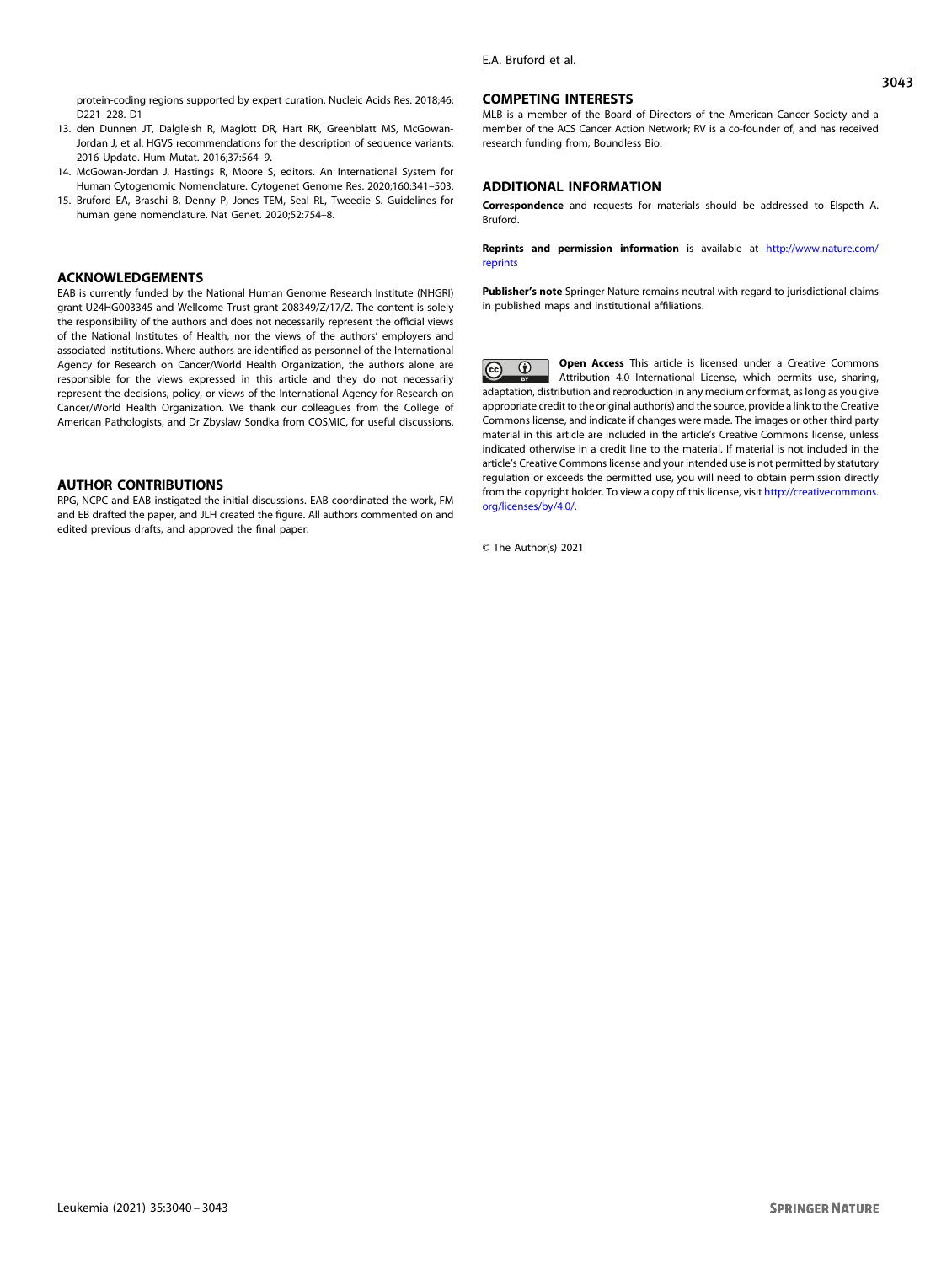protein-coding regions supported by expert curation. Nucleic Acids Res. 2018;46: D221–228. D1

13. den Dunnen JT, Dalgleish R, Maglott DR, Hart RK, Greenblatt MS, McGowan-Jordan J, et al. HGVS recommendations for the description of sequence variants: 2016 Update. Hum Mutat. 2016;37:564–9.
14. McGowan-Jordan J, Hastings R, Moore S, editors. An International System for Human Cytogenomic Nomenclature. Cytogenet Genome Res. 2020;160:341–503.
15. Bruford EA, Braschi B, Denny P, Jones TEM, Seal RL, Tweedie S. Guidelines for human gene nomenclature. Nat Genet. 2020;52:754–8.

## ACKNOWLEDGEMENTS

EAB is currently funded by the National Human Genome Research Institute (NHGRI) grant U24HG003345 and Wellcome Trust grant 208349/Z/17/Z. The content is solely the responsibility of the authors and does not necessarily represent the official views of the National Institutes of Health, nor the views of the authors' employers and associated institutions. Where authors are identified as personnel of the International Agency for Research on Cancer/World Health Organization, the authors alone are responsible for the views expressed in this article and they do not necessarily represent the decisions, policy, or views of the International Agency for Research on Cancer/World Health Organization. We thank our colleagues from the College of American Pathologists, and Dr Zbyslaw Sondka from COSMIC, for useful discussions.

## AUTHOR CONTRIBUTIONS

RPG, NCPC and EAB instigated the initial discussions. EAB coordinated the work, FM and EB drafted the paper, and JLH created the figure. All authors commented on and edited previous drafts, and approved the final paper.

## COMPETING INTERESTS

MLB is a member of the Board of Directors of the American Cancer Society and a member of the ACS Cancer Action Network; RV is a co-founder of, and has received research funding from, Boundless Bio.

## ADDITIONAL INFORMATION

**Correspondence** and requests for materials should be addressed to Elspeth A. Bruford.

**Reprints and permission information** is available at http://www.nature.com/reprints

**Publisher's note** Springer Nature remains neutral with regard to jurisdictional claims in published maps and institutional affiliations.

**Open Access** This article is licensed under a Creative Commons Attribution 4.0 International License, which permits use, sharing, adaptation, distribution and reproduction in any medium or format, as long as you give appropriate credit to the original author(s) and the source, provide a link to the Creative Commons license, and indicate if changes were made. The images or other third party material in this article are included in the article's Creative Commons license, unless indicated otherwise in a credit line to the material. If material is not included in the article's Creative Commons license and your intended use is not permitted by statutory regulation or exceeds the permitted use, you will need to obtain permission directly from the copyright holder. To view a copy of this license, visit http://creativecommons.org/licenses/by/4.0/.

© The Author(s) 2021